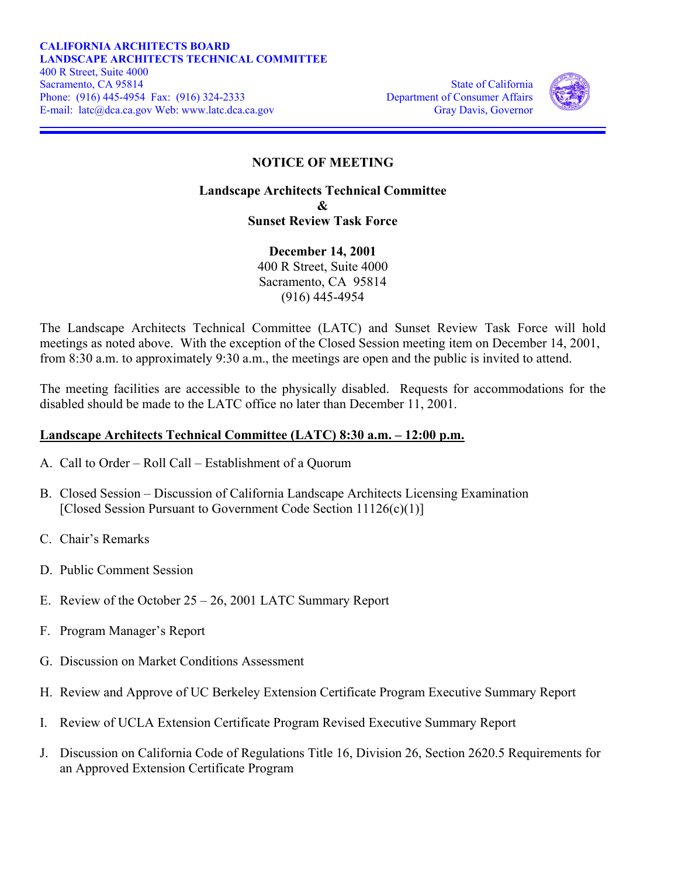**CALIFORNIA ARCHITECTS BOARD**
**LANDSCAPE ARCHITECTS TECHNICAL COMMITTEE**
400 R Street, Suite 4000
Sacramento, CA 95814
Phone: (916) 445-4954 Fax: (916) 324-2333
E-mail: latc@dca.ca.gov Web: www.latc.dca.ca.gov

State of California
Department of Consumer Affairs
Gray Davis, Governor

# NOTICE OF MEETING

## Landscape Architects Technical Committee & Sunset Review Task Force

**December 14, 2001**
400 R Street, Suite 4000
Sacramento, CA 95814
(916) 445-4954

The Landscape Architects Technical Committee (LATC) and Sunset Review Task Force will hold meetings as noted above. With the exception of the Closed Session meeting item on December 14, 2001, from 8:30 a.m. to approximately 9:30 a.m., the meetings are open and the public is invited to attend.

The meeting facilities are accessible to the physically disabled. Requests for accommodations for the disabled should be made to the LATC office no later than December 11, 2001.

**Landscape Architects Technical Committee (LATC) 8:30 a.m. – 12:00 p.m.**

A. Call to Order – Roll Call – Establishment of a Quorum

B. Closed Session – Discussion of California Landscape Architects Licensing Examination [Closed Session Pursuant to Government Code Section 11126(c)(1)]

C. Chair's Remarks

D. Public Comment Session

E. Review of the October 25 – 26, 2001 LATC Summary Report

F. Program Manager's Report

G. Discussion on Market Conditions Assessment

H. Review and Approve of UC Berkeley Extension Certificate Program Executive Summary Report

I. Review of UCLA Extension Certificate Program Revised Executive Summary Report

J. Discussion on California Code of Regulations Title 16, Division 26, Section 2620.5 Requirements for an Approved Extension Certificate Program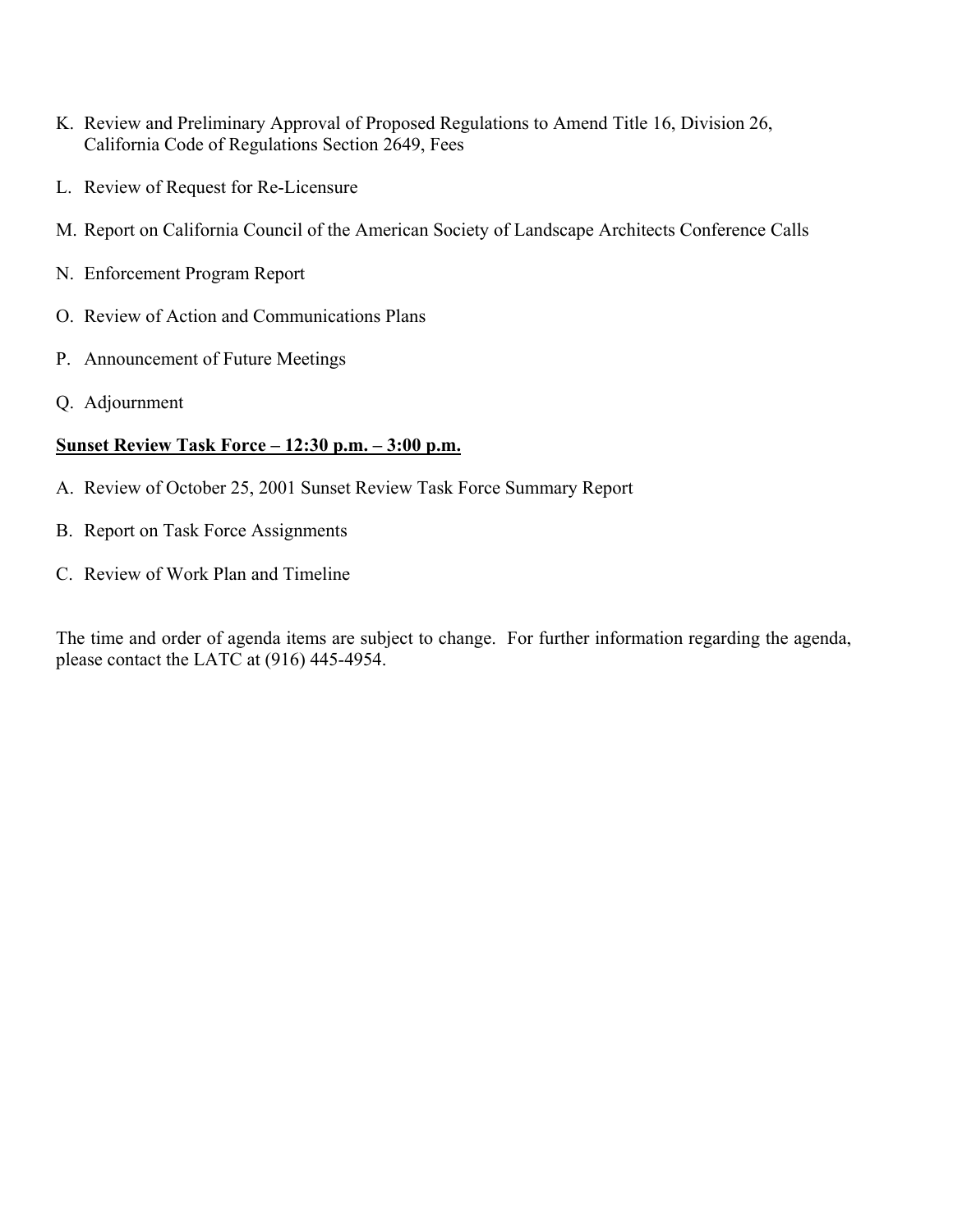K. Review and Preliminary Approval of Proposed Regulations to Amend Title 16, Division 26, California Code of Regulations Section 2649, Fees

L. Review of Request for Re-Licensure

M. Report on California Council of the American Society of Landscape Architects Conference Calls

N. Enforcement Program Report

O. Review of Action and Communications Plans

P. Announcement of Future Meetings

Q. Adjournment

**Sunset Review Task Force – 12:30 p.m. – 3:00 p.m.**

A. Review of October 25, 2001 Sunset Review Task Force Summary Report

B. Report on Task Force Assignments

C. Review of Work Plan and Timeline

The time and order of agenda items are subject to change. For further information regarding the agenda, please contact the LATC at (916) 445-4954.